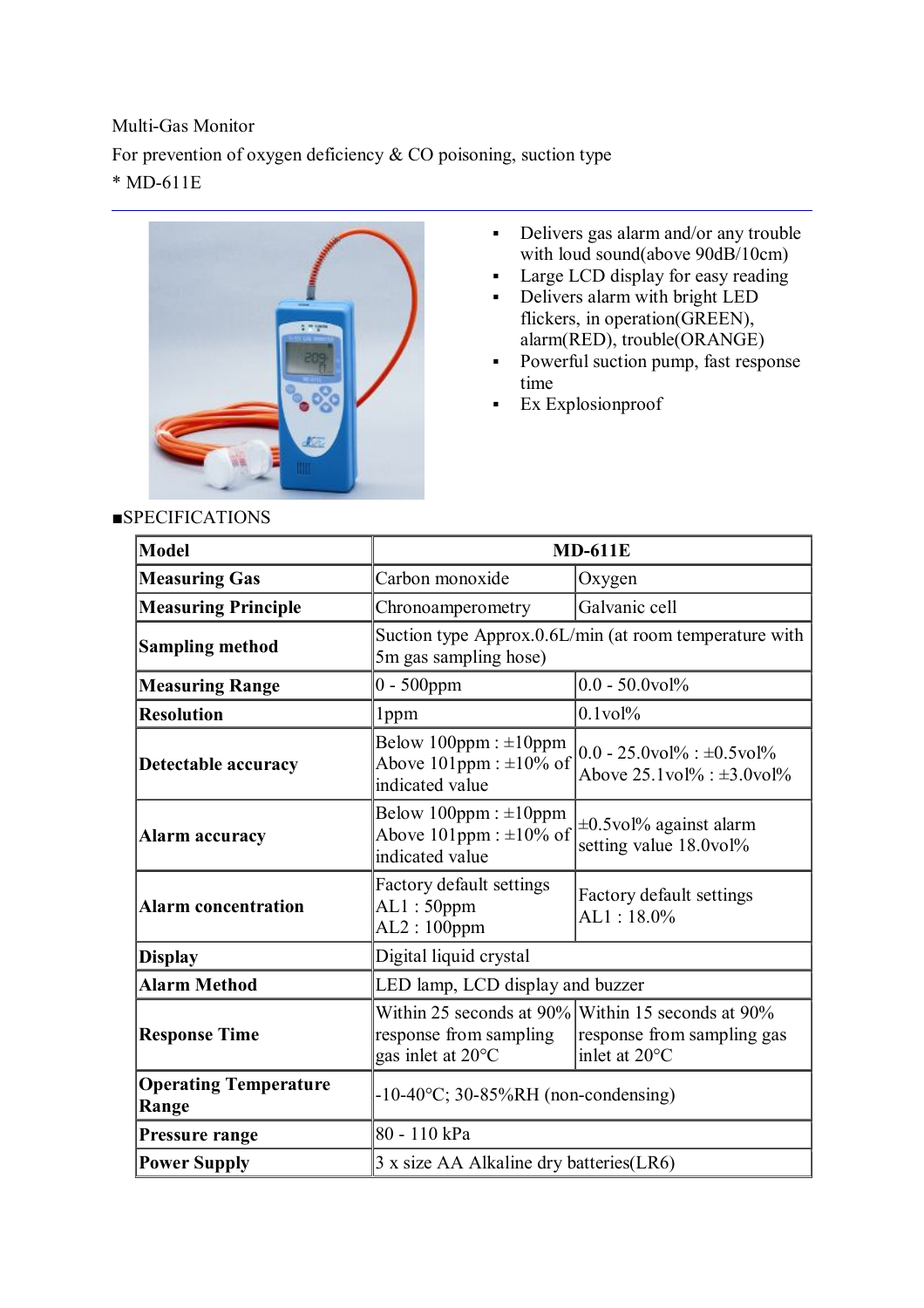Multi-Gas Monitor

For prevention of oxygen deficiency & CO poisoning, suction type

* MD-611E

---

- Delivers gas alarm and/or any trouble with loud sound(above 90dB/10cm)
- Large LCD display for easy reading
- Delivers alarm with bright LED flickers, in operation(GREEN), alarm(RED), trouble(ORANGE)
- Powerful suction pump, fast response time
- Ex Explosionproof

■SPECIFICATIONS

| **Model** | **MD-611E** | |
|---|---|---|
| **Measuring Gas** | Carbon monoxide | Oxygen |
| **Measuring Principle** | Chronoamperometry | Galvanic cell |
| **Sampling method** | Suction type Approx.0.6L/min (at room temperature with 5m gas sampling hose) | |
| **Measuring Range** | 0 - 500ppm | 0.0 - 50.0vol% |
| **Resolution** | 1ppm | 0.1vol% |
| **Detectable accuracy** | Below 100ppm : ±10ppm<br>Above 101ppm : ±10% of indicated value | 0.0 - 25.0vol% : ±0.5vol%<br>Above 25.1vol% : ±3.0vol% |
| **Alarm accuracy** | Below 100ppm : ±10ppm<br>Above 101ppm : ±10% of indicated value | ±0.5vol% against alarm setting value 18.0vol% |
| **Alarm concentration** | Factory default settings<br>AL1 : 50ppm<br>AL2 : 100ppm | Factory default settings<br>AL1 : 18.0% |
| **Display** | Digital liquid crystal | |
| **Alarm Method** | LED lamp, LCD display and buzzer | |
| **Response Time** | Within 25 seconds at 90% response from sampling gas inlet at 20°C | Within 15 seconds at 90% response from sampling gas inlet at 20°C |
| **Operating Temperature Range** | -10-40°C; 30-85%RH (non-condensing) | |
| **Pressure range** | 80 - 110 kPa | |
| **Power Supply** | 3 x size AA Alkaline dry batteries(LR6) | |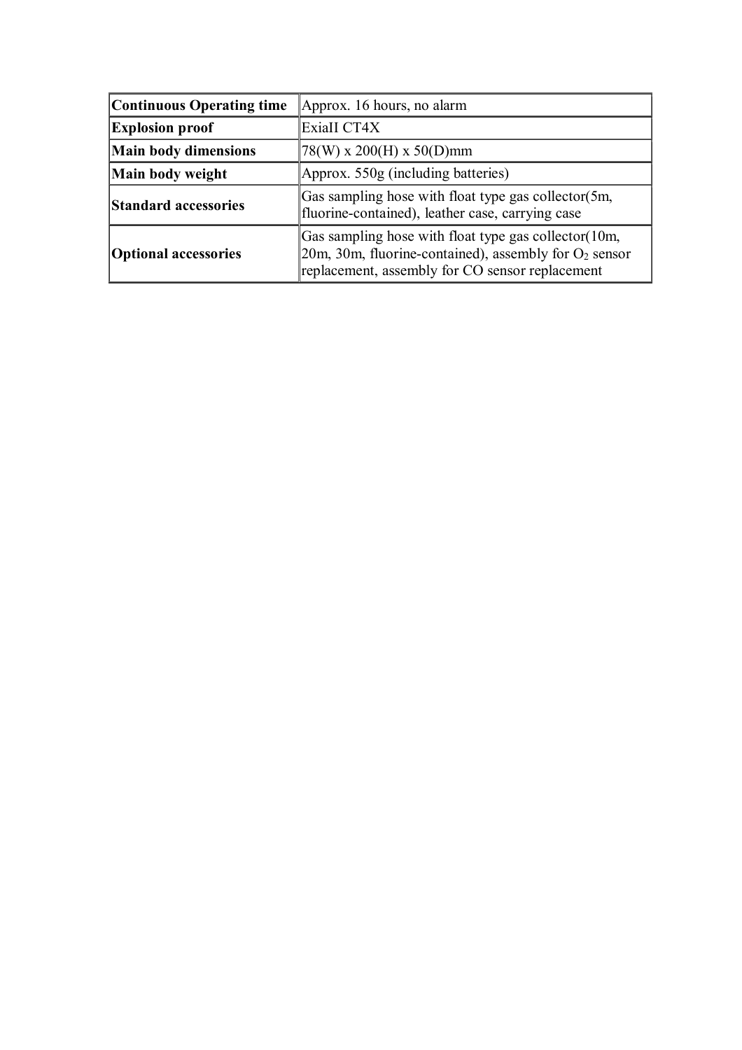| | |
|---|---|
| **Continuous Operating time** | Approx. 16 hours, no alarm |
| **Explosion proof** | ExiaII CT4X |
| **Main body dimensions** | 78(W) x 200(H) x 50(D)mm |
| **Main body weight** | Approx. 550g (including batteries) |
| **Standard accessories** | Gas sampling hose with float type gas collector(5m, fluorine-contained), leather case, carrying case |
| **Optional accessories** | Gas sampling hose with float type gas collector(10m, 20m, 30m, fluorine-contained), assembly for $O_2$ sensor replacement, assembly for CO sensor replacement |